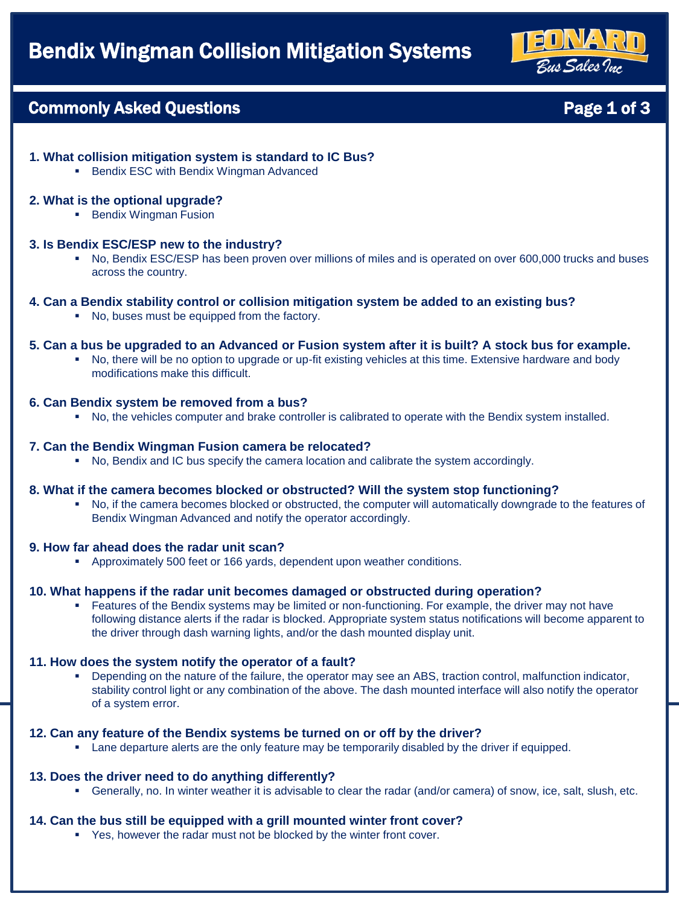# Bendix Wingman Collision Mitigation Systems

## Commonly Asked Questions

**1. What collision mitigation system is standard to IC Bus?**
- Bendix ESC with Bendix Wingman Advanced

**2. What is the optional upgrade?**
- Bendix Wingman Fusion

**3. Is Bendix ESC/ESP new to the industry?**
- No, Bendix ESC/ESP has been proven over millions of miles and is operated on over 600,000 trucks and buses across the country.

**4. Can a Bendix stability control or collision mitigation system be added to an existing bus?**
- No, buses must be equipped from the factory.

**5. Can a bus be upgraded to an Advanced or Fusion system after it is built? A stock bus for example.**
- No, there will be no option to upgrade or up-fit existing vehicles at this time. Extensive hardware and body modifications make this difficult.

**6. Can Bendix system be removed from a bus?**
- No, the vehicles computer and brake controller is calibrated to operate with the Bendix system installed.

**7. Can the Bendix Wingman Fusion camera be relocated?**
- No, Bendix and IC bus specify the camera location and calibrate the system accordingly.

**8. What if the camera becomes blocked or obstructed? Will the system stop functioning?**
- No, if the camera becomes blocked or obstructed, the computer will automatically downgrade to the features of Bendix Wingman Advanced and notify the operator accordingly.

**9. How far ahead does the radar unit scan?**
- Approximately 500 feet or 166 yards, dependent upon weather conditions.

**10. What happens if the radar unit becomes damaged or obstructed during operation?**
- Features of the Bendix systems may be limited or non-functioning. For example, the driver may not have following distance alerts if the radar is blocked. Appropriate system status notifications will become apparent to the driver through dash warning lights, and/or the dash mounted display unit.

**11. How does the system notify the operator of a fault?**
- Depending on the nature of the failure, the operator may see an ABS, traction control, malfunction indicator, stability control light or any combination of the above. The dash mounted interface will also notify the operator of a system error.

**12. Can any feature of the Bendix systems be turned on or off by the driver?**
- Lane departure alerts are the only feature may be temporarily disabled by the driver if equipped.

**13. Does the driver need to do anything differently?**
- Generally, no. In winter weather it is advisable to clear the radar (and/or camera) of snow, ice, salt, slush, etc.

**14. Can the bus still be equipped with a grill mounted winter front cover?**
- Yes, however the radar must not be blocked by the winter front cover.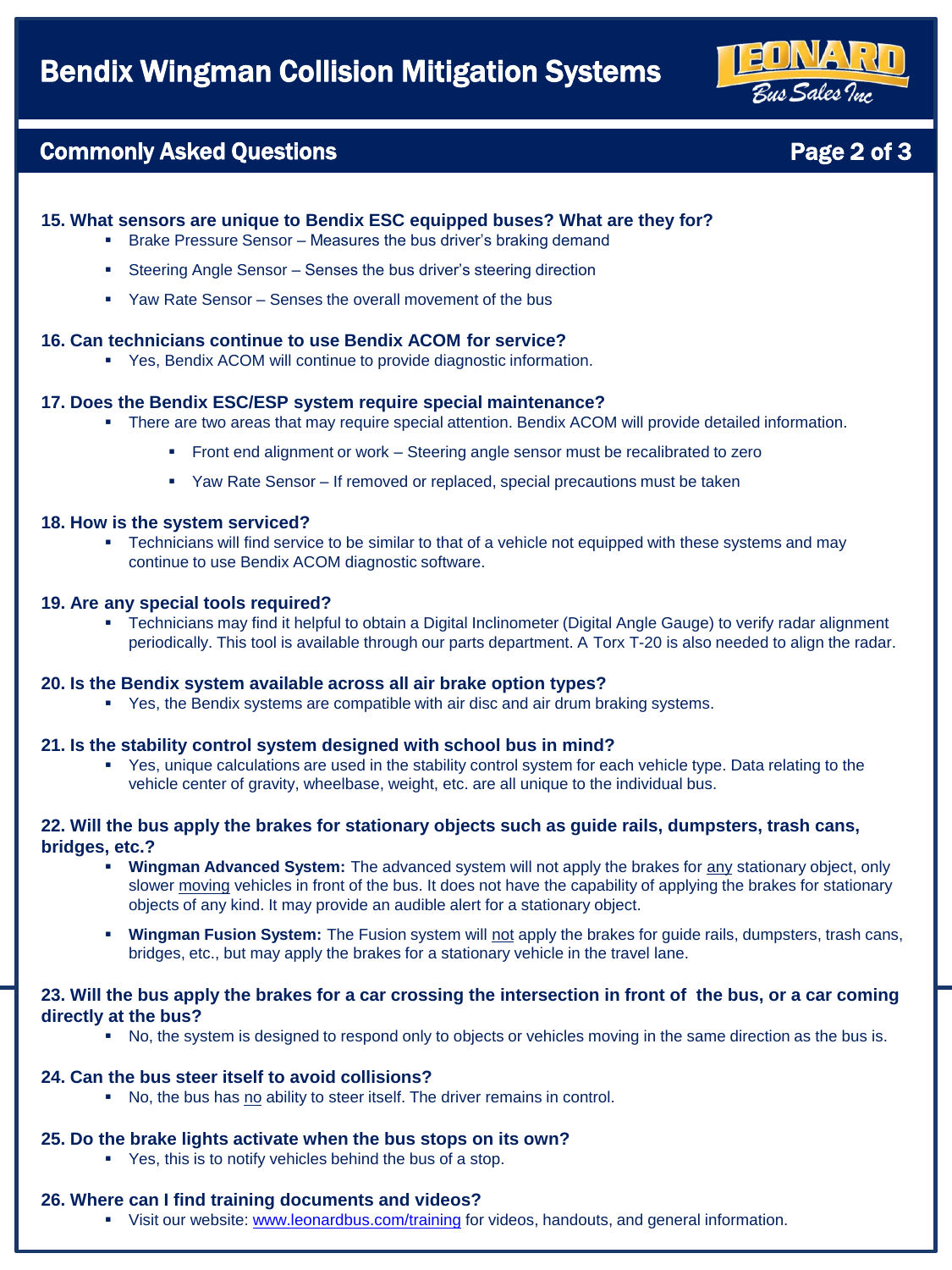# Bendix Wingman Collision Mitigation Systems

## Commonly Asked Questions

**15. What sensors are unique to Bendix ESC equipped buses? What are they for?**

- Brake Pressure Sensor – Measures the bus driver's braking demand
- Steering Angle Sensor – Senses the bus driver's steering direction
- Yaw Rate Sensor – Senses the overall movement of the bus

**16. Can technicians continue to use Bendix ACOM for service?**

- Yes, Bendix ACOM will continue to provide diagnostic information.

**17. Does the Bendix ESC/ESP system require special maintenance?**

- There are two areas that may require special attention. Bendix ACOM will provide detailed information.
  - Front end alignment or work – Steering angle sensor must be recalibrated to zero
  - Yaw Rate Sensor – If removed or replaced, special precautions must be taken

**18. How is the system serviced?**

- Technicians will find service to be similar to that of a vehicle not equipped with these systems and may continue to use Bendix ACOM diagnostic software.

**19. Are any special tools required?**

- Technicians may find it helpful to obtain a Digital Inclinometer (Digital Angle Gauge) to verify radar alignment periodically. This tool is available through our parts department. A Torx T-20 is also needed to align the radar.

**20. Is the Bendix system available across all air brake option types?**

- Yes, the Bendix systems are compatible with air disc and air drum braking systems.

**21. Is the stability control system designed with school bus in mind?**

- Yes, unique calculations are used in the stability control system for each vehicle type. Data relating to the vehicle center of gravity, wheelbase, weight, etc. are all unique to the individual bus.

**22. Will the bus apply the brakes for stationary objects such as guide rails, dumpsters, trash cans, bridges, etc.?**

- **Wingman Advanced System:** The advanced system will not apply the brakes for <u>any</u> stationary object, only slower <u>moving</u> vehicles in front of the bus. It does not have the capability of applying the brakes for stationary objects of any kind. It may provide an audible alert for a stationary object.
- **Wingman Fusion System:** The Fusion system will <u>not</u> apply the brakes for guide rails, dumpsters, trash cans, bridges, etc., but may apply the brakes for a stationary vehicle in the travel lane.

**23. Will the bus apply the brakes for a car crossing the intersection in front of the bus, or a car coming directly at the bus?**

- No, the system is designed to respond only to objects or vehicles moving in the same direction as the bus is.

**24. Can the bus steer itself to avoid collisions?**

- No, the bus has <u>no</u> ability to steer itself. The driver remains in control.

**25. Do the brake lights activate when the bus stops on its own?**

- Yes, this is to notify vehicles behind the bus of a stop.

**26. Where can I find training documents and videos?**

- Visit our website: [www.leonardbus.com/training](http://www.leonardbus.com/training) for videos, handouts, and general information.